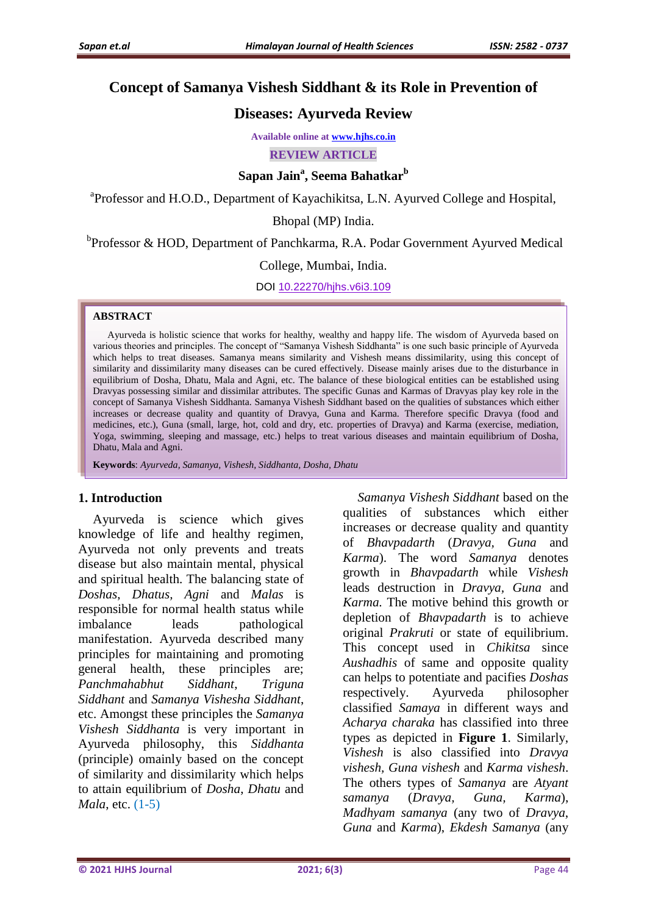# Concept of Samanya Vishesh Siddhant & its Role in Prevention of Diseases: Ayurveda Review

Available online at www.hjhs.co.in

**REVIEW ARTICLE**

**Sapan Jain[a], Seema Bahatkar[b]**

[a]Professor and H.O.D., Department of Kayachikitsa, L.N. Ayurved College and Hospital, Bhopal (MP) India.

[b]Professor & HOD, Department of Panchkarma, R.A. Podar Government Ayurved Medical College, Mumbai, India.

DOI 10.22270/hjhs.v6i3.109

## ABSTRACT

Ayurveda is holistic science that works for healthy, wealthy and happy life. The wisdom of Ayurveda based on various theories and principles. The concept of "Samanya Vishesh Siddhanta" is one such basic principle of Ayurveda which helps to treat diseases. Samanya means similarity and Vishesh means dissimilarity, using this concept of similarity and dissimilarity many diseases can be cured effectively. Disease mainly arises due to the disturbance in equilibrium of Dosha, Dhatu, Mala and Agni, etc. The balance of these biological entities can be established using Dravyas possessing similar and dissimilar attributes. The specific Gunas and Karmas of Dravyas play key role in the concept of Samanya Vishesh Siddhanta. Samanya Vishesh Siddhant based on the qualities of substances which either increases or decrease quality and quantity of Dravya, Guna and Karma. Therefore specific Dravya (food and medicines, etc.), Guna (small, large, hot, cold and dry, etc. properties of Dravya) and Karma (exercise, mediation, Yoga, swimming, sleeping and massage, etc.) helps to treat various diseases and maintain equilibrium of Dosha, Dhatu, Mala and Agni.

**Keywords**: *Ayurveda, Samanya, Vishesh, Siddhanta, Dosha, Dhatu*

## 1. Introduction

Ayurveda is science which gives knowledge of life and healthy regimen, Ayurveda not only prevents and treats disease but also maintain mental, physical and spiritual health. The balancing state of *Doshas*, *Dhatus*, *Agni* and *Malas* is responsible for normal health status while imbalance leads pathological manifestation. Ayurveda described many principles for maintaining and promoting general health, these principles are; *Panchmahabhut Siddhant*, *Triguna Siddhant* and *Samanya Vishesha Siddhant*, etc. Amongst these principles the *Samanya Vishesh Siddhanta* is very important in Ayurveda philosophy, this *Siddhanta* (principle) omainly based on the concept of similarity and dissimilarity which helps to attain equilibrium of *Dosha*, *Dhatu* and *Mala*, etc. (1-5)

*Samanya Vishesh Siddhant* based on the qualities of substances which either increases or decrease quality and quantity of *Bhavpadarth* (*Dravya*, *Guna* and *Karma*). The word *Samanya* denotes growth in *Bhavpadarth* while *Vishesh* leads destruction in *Dravya*, *Guna* and *Karma*. The motive behind this growth or depletion of *Bhavpadarth* is to achieve original *Prakruti* or state of equilibrium. This concept used in *Chikitsa* since *Aushadhis* of same and opposite quality can helps to potentiate and pacifies *Doshas* respectively. Ayurveda philosopher classified *Samaya* in different ways and *Acharya charaka* has classified into three types as depicted in **Figure 1**. Similarly, *Vishesh* is also classified into *Dravya vishesh*, *Guna vishesh* and *Karma vishesh*. The others types of *Samanya* are *Atyant samanya* (*Dravya*, *Guna*, *Karma*), *Madhyam samanya* (any two of *Dravya*, *Guna* and *Karma*), *Ekdesh Samanya* (any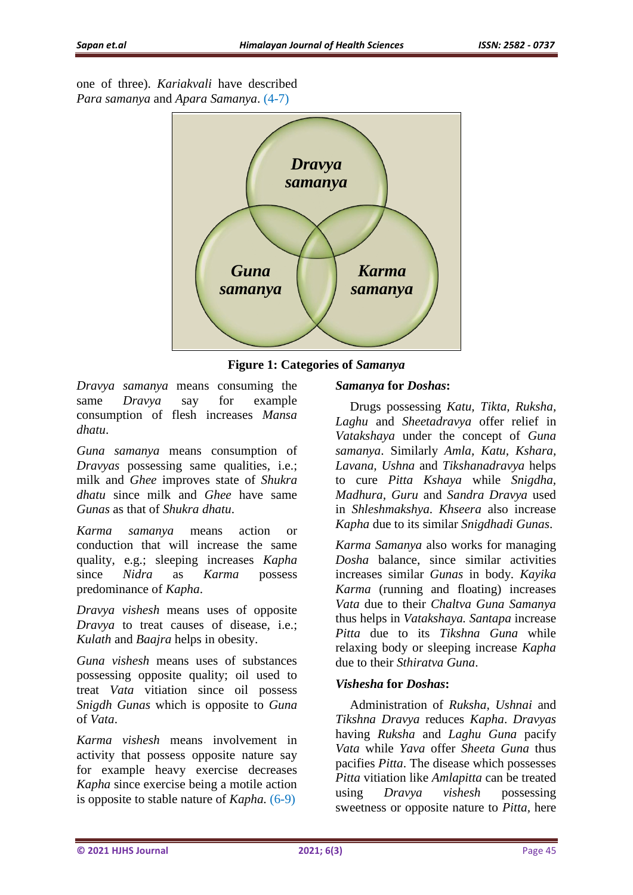one of three). *Kariakvali* have described *Para samanya* and *Apara Samanya*. (4-7)

**Figure 1: Categories of *Samanya***

*Dravya samanya* means consuming the same *Dravya* say for example consumption of flesh increases *Mansa dhatu*.

*Guna samanya* means consumption of *Dravyas* possessing same qualities, i.e.; milk and *Ghee* improves state of *Shukra dhatu* since milk and *Ghee* have same *Gunas* as that of *Shukra dhatu*.

*Karma samanya* means action or conduction that will increase the same quality, e.g.; sleeping increases *Kapha* since *Nidra* as *Karma* possess predominance of *Kapha*.

*Dravya vishesh* means uses of opposite *Dravya* to treat causes of disease, i.e.; *Kulath* and *Baajra* helps in obesity.

*Guna vishesh* means uses of substances possessing opposite quality; oil used to treat *Vata* vitiation since oil possess *Snigdh Gunas* which is opposite to *Guna* of *Vata*.

*Karma vishesh* means involvement in activity that possess opposite nature say for example heavy exercise decreases *Kapha* since exercise being a motile action is opposite to stable nature of *Kapha*. (6-9)

### *Samanya* for *Doshas*:

Drugs possessing *Katu, Tikta, Ruksha, Laghu* and *Sheetadravya* offer relief in *Vatakshaya* under the concept of *Guna samanya*. Similarly *Amla, Katu, Kshara, Lavana, Ushna* and *Tikshanadravya* helps to cure *Pitta Kshaya* while *Snigdha, Madhura, Guru* and *Sandra Dravya* used in *Shleshmakshya*. *Khseera* also increase *Kapha* due to its similar *Snigdhadi Gunas*.

*Karma Samanya* also works for managing *Dosha* balance, since similar activities increases similar *Gunas* in body. *Kayika Karma* (running and floating) increases *Vata* due to their *Chaltva Guna Samanya* thus helps in *Vatakshaya. Santapa* increase *Pitta* due to its *Tikshna Guna* while relaxing body or sleeping increase *Kapha* due to their *Sthiratva Guna*.

### *Vishesha* for *Doshas*:

Administration of *Ruksha*, *Ushnai* and *Tikshna Dravya* reduces *Kapha*. *Dravyas* having *Ruksha* and *Laghu Guna* pacify *Vata* while *Yava* offer *Sheeta Guna* thus pacifies *Pitta*. The disease which possesses *Pitta* vitiation like *Amlapitta* can be treated using *Dravya vishesh* possessing sweetness or opposite nature to *Pitta*, here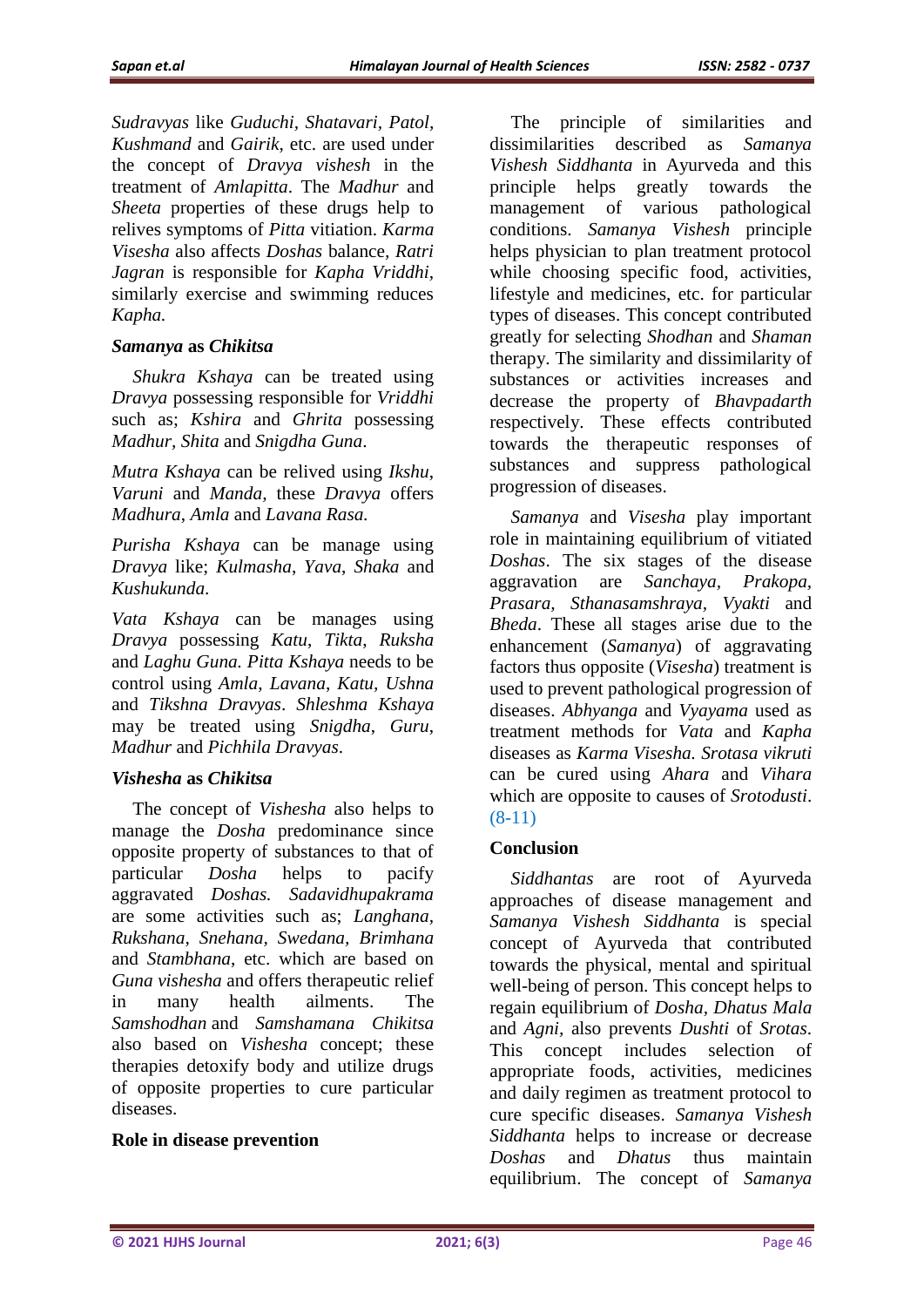*Sudravyas* like *Guduchi*, *Shatavari*, *Patol*, *Kushmand* and *Gairik*, etc. are used under the concept of *Dravya vishesh* in the treatment of *Amlapitta*. The *Madhur* and *Sheeta* properties of these drugs help to relives symptoms of *Pitta* vitiation. *Karma Visesha* also affects *Doshas* balance, *Ratri Jagran* is responsible for *Kapha Vriddhi*, similarly exercise and swimming reduces *Kapha.*

### *Samanya* as *Chikitsa*

*Shukra Kshaya* can be treated using *Dravya* possessing responsible for *Vriddhi* such as; *Kshira* and *Ghrita* possessing *Madhur, Shita* and *Snigdha Guna*.

*Mutra Kshaya* can be relived using *Ikshu*, *Varuni* and *Manda,* these *Dravya* offers *Madhura, Amla* and *Lavana Rasa.*

*Purisha Kshaya* can be manage using *Dravya* like; *Kulmasha*, *Yava*, *Shaka* and *Kushukunda*.

*Vata Kshaya* can be manages using *Dravya* possessing *Katu*, *Tikta*, *Ruksha* and *Laghu Guna. Pitta Kshaya* needs to be control using *Amla*, *Lavana*, *Katu*, *Ushna* and *Tikshna Dravyas*. *Shleshma Kshaya* may be treated using *Snigdha*, *Guru*, *Madhur* and *Pichhila Dravyas*.

### *Vishesha* as *Chikitsa*

The concept of *Vishesha* also helps to manage the *Dosha* predominance since opposite property of substances to that of particular *Dosha* helps to pacify aggravated *Doshas. Sadavidhupakrama* are some activities such as; *Langhana, Rukshana, Snehana, Swedana, Brimhana* and *Stambhana*, etc. which are based on *Guna vishesha* and offers therapeutic relief in many health ailments. The *Samshodhan* and *Samshamana Chikitsa* also based on *Vishesha* concept; these therapies detoxify body and utilize drugs of opposite properties to cure particular diseases.

### Role in disease prevention

The principle of similarities and dissimilarities described as *Samanya Vishesh Siddhanta* in Ayurveda and this principle helps greatly towards the management of various pathological conditions. *Samanya Vishesh* principle helps physician to plan treatment protocol while choosing specific food, activities, lifestyle and medicines, etc. for particular types of diseases. This concept contributed greatly for selecting *Shodhan* and *Shaman* therapy. The similarity and dissimilarity of substances or activities increases and decrease the property of *Bhavpadarth* respectively. These effects contributed towards the therapeutic responses of substances and suppress pathological progression of diseases.

*Samanya* and *Visesha* play important role in maintaining equilibrium of vitiated *Doshas*. The six stages of the disease aggravation are *Sanchaya*, *Prakopa*, *Prasara*, *Sthanasamshraya*, *Vyakti* and *Bheda*. These all stages arise due to the enhancement (*Samanya*) of aggravating factors thus opposite (*Visesha*) treatment is used to prevent pathological progression of diseases. *Abhyanga* and *Vyayama* used as treatment methods for *Vata* and *Kapha* diseases as *Karma Visesha. Srotasa vikruti* can be cured using *Ahara* and *Vihara* which are opposite to causes of *Srotodusti*. (8-11)

## Conclusion

*Siddhantas* are root of Ayurveda approaches of disease management and *Samanya Vishesh Siddhanta* is special concept of Ayurveda that contributed towards the physical, mental and spiritual well-being of person. This concept helps to regain equilibrium of *Dosha*, *Dhatus Mala* and *Agni,* also prevents *Dushti* of *Srotas.* This concept includes selection of appropriate foods, activities, medicines and daily regimen as treatment protocol to cure specific diseases. *Samanya Vishesh Siddhanta* helps to increase or decrease *Doshas* and *Dhatus* thus maintain equilibrium. The concept of *Samanya*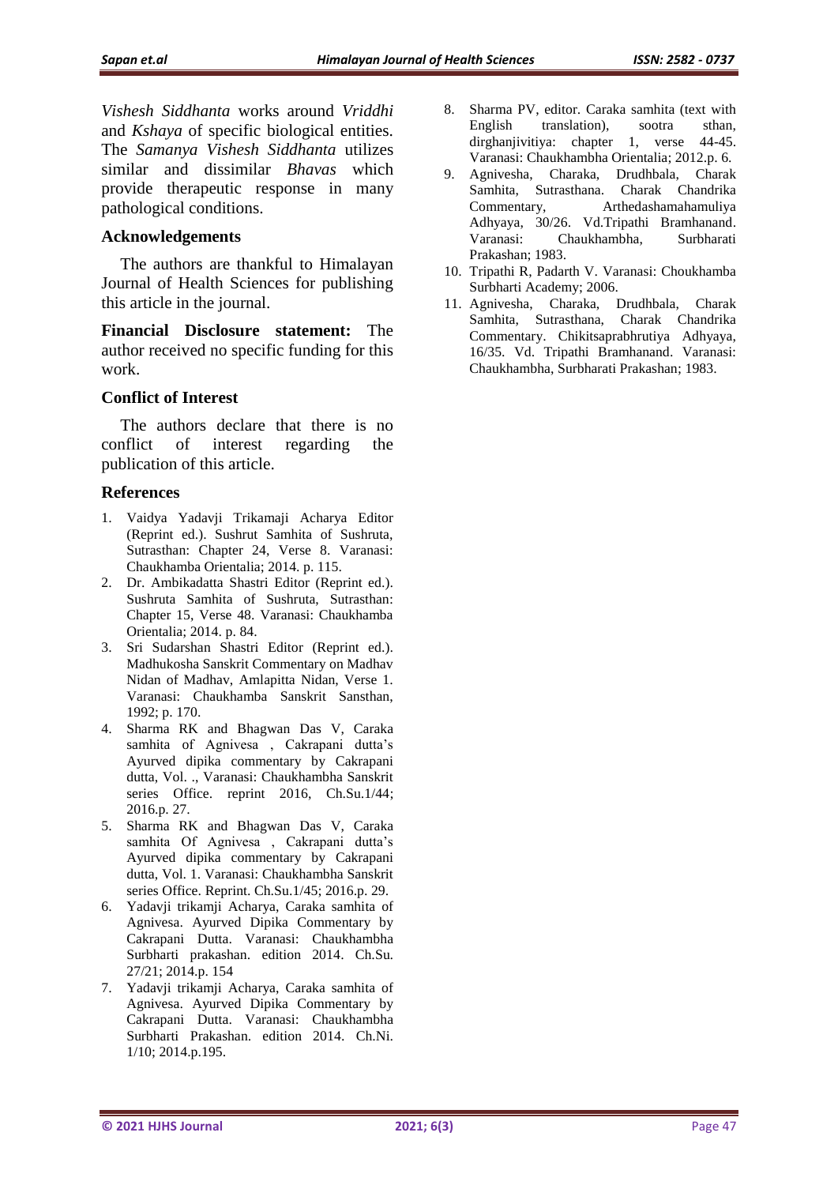*Vishesh Siddhanta* works around *Vriddhi* and *Kshaya* of specific biological entities. The *Samanya Vishesh Siddhanta* utilizes similar and dissimilar *Bhavas* which provide therapeutic response in many pathological conditions.

## Acknowledgements

The authors are thankful to Himalayan Journal of Health Sciences for publishing this article in the journal.

**Financial Disclosure statement:** The author received no specific funding for this work.

## Conflict of Interest

The authors declare that there is no conflict of interest regarding the publication of this article.

## References

1. Vaidya Yadavji Trikamaji Acharya Editor (Reprint ed.). Sushrut Samhita of Sushruta, Sutrasthan: Chapter 24, Verse 8. Varanasi: Chaukhamba Orientalia; 2014. p. 115.
2. Dr. Ambikadatta Shastri Editor (Reprint ed.). Sushruta Samhita of Sushruta, Sutrasthan: Chapter 15, Verse 48. Varanasi: Chaukhamba Orientalia; 2014. p. 84.
3. Sri Sudarshan Shastri Editor (Reprint ed.). Madhukosha Sanskrit Commentary on Madhav Nidan of Madhav, Amlapitta Nidan, Verse 1. Varanasi: Chaukhamba Sanskrit Sansthan, 1992; p. 170.
4. Sharma RK and Bhagwan Das V, Caraka samhita of Agnivesa , Cakrapani dutta's Ayurved dipika commentary by Cakrapani dutta, Vol. ., Varanasi: Chaukhambha Sanskrit series Office. reprint 2016, Ch.Su.1/44; 2016.p. 27.
5. Sharma RK and Bhagwan Das V, Caraka samhita Of Agnivesa , Cakrapani dutta's Ayurved dipika commentary by Cakrapani dutta, Vol. 1. Varanasi: Chaukhambha Sanskrit series Office. Reprint. Ch.Su.1/45; 2016.p. 29.
6. Yadavji trikamji Acharya, Caraka samhita of Agnivesa. Ayurved Dipika Commentary by Cakrapani Dutta. Varanasi: Chaukhambha Surbharti prakashan. edition 2014. Ch.Su. 27/21; 2014.p. 154
7. Yadavji trikamji Acharya, Caraka samhita of Agnivesa. Ayurved Dipika Commentary by Cakrapani Dutta. Varanasi: Chaukhambha Surbharti Prakashan. edition 2014. Ch.Ni. 1/10; 2014.p.195.
8. Sharma PV, editor. Caraka samhita (text with English translation), sootra sthan, dirghanjivitiya: chapter 1, verse 44-45. Varanasi: Chaukhambha Orientalia; 2012.p. 6.
9. Agnivesha, Charaka, Drudhbala, Charak Samhita, Sutrasthana. Charak Chandrika Commentary, Arthedashamahamuliya Adhyaya, 30/26. Vd.Tripathi Bramhanand. Varanasi: Chaukhambha, Surbharati Prakashan; 1983.
10. Tripathi R, Padarth V. Varanasi: Choukhamba Surbharti Academy; 2006.
11. Agnivesha, Charaka, Drudhbala, Charak Samhita, Sutrasthana, Charak Chandrika Commentary. Chikitsaprabhrutiya Adhyaya, 16/35. Vd. Tripathi Bramhanand. Varanasi: Chaukhambha, Surbharati Prakashan; 1983.